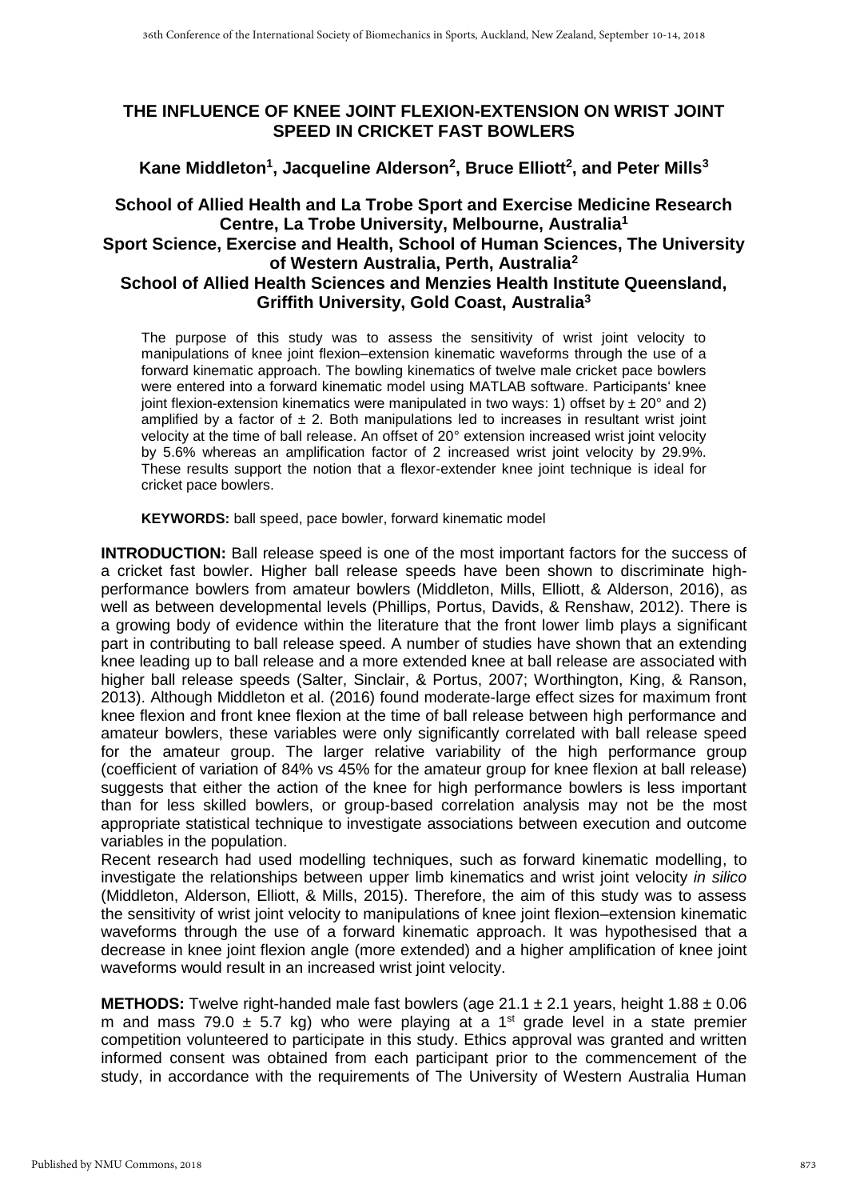# THE INFLUENCE OF KNEE JOINT FLEXION-EXTENSION ON WRIST JOINT SPEED IN CRICKET FAST BOWLERS

## Kane Middleton[1], Jacqueline Alderson[2], Bruce Elliott[2], and Peter Mills[3]

### School of Allied Health and La Trobe Sport and Exercise Medicine Research Centre, La Trobe University, Melbourne, Australia[1]
### Sport Science, Exercise and Health, School of Human Sciences, The University of Western Australia, Perth, Australia[2]
### School of Allied Health Sciences and Menzies Health Institute Queensland, Griffith University, Gold Coast, Australia[3]

The purpose of this study was to assess the sensitivity of wrist joint velocity to manipulations of knee joint flexion–extension kinematic waveforms through the use of a forward kinematic approach. The bowling kinematics of twelve male cricket pace bowlers were entered into a forward kinematic model using MATLAB software. Participants' knee joint flexion-extension kinematics were manipulated in two ways: 1) offset by ± 20° and 2) amplified by a factor of ± 2. Both manipulations led to increases in resultant wrist joint velocity at the time of ball release. An offset of 20° extension increased wrist joint velocity by 5.6% whereas an amplification factor of 2 increased wrist joint velocity by 29.9%. These results support the notion that a flexor-extender knee joint technique is ideal for cricket pace bowlers.

**KEYWORDS:** ball speed, pace bowler, forward kinematic model

**INTRODUCTION:** Ball release speed is one of the most important factors for the success of a cricket fast bowler. Higher ball release speeds have been shown to discriminate high-performance bowlers from amateur bowlers (Middleton, Mills, Elliott, & Alderson, 2016), as well as between developmental levels (Phillips, Portus, Davids, & Renshaw, 2012). There is a growing body of evidence within the literature that the front lower limb plays a significant part in contributing to ball release speed. A number of studies have shown that an extending knee leading up to ball release and a more extended knee at ball release are associated with higher ball release speeds (Salter, Sinclair, & Portus, 2007; Worthington, King, & Ranson, 2013). Although Middleton et al. (2016) found moderate-large effect sizes for maximum front knee flexion and front knee flexion at the time of ball release between high performance and amateur bowlers, these variables were only significantly correlated with ball release speed for the amateur group. The larger relative variability of the high performance group (coefficient of variation of 84% vs 45% for the amateur group for knee flexion at ball release) suggests that either the action of the knee for high performance bowlers is less important than for less skilled bowlers, or group-based correlation analysis may not be the most appropriate statistical technique to investigate associations between execution and outcome variables in the population.

Recent research had used modelling techniques, such as forward kinematic modelling, to investigate the relationships between upper limb kinematics and wrist joint velocity *in silico* (Middleton, Alderson, Elliott, & Mills, 2015). Therefore, the aim of this study was to assess the sensitivity of wrist joint velocity to manipulations of knee joint flexion–extension kinematic waveforms through the use of a forward kinematic approach. It was hypothesised that a decrease in knee joint flexion angle (more extended) and a higher amplification of knee joint waveforms would result in an increased wrist joint velocity.

**METHODS:** Twelve right-handed male fast bowlers (age 21.1 ± 2.1 years, height 1.88 ± 0.06 m and mass 79.0 ± 5.7 kg) who were playing at a 1st grade level in a state premier competition volunteered to participate in this study. Ethics approval was granted and written informed consent was obtained from each participant prior to the commencement of the study, in accordance with the requirements of The University of Western Australia Human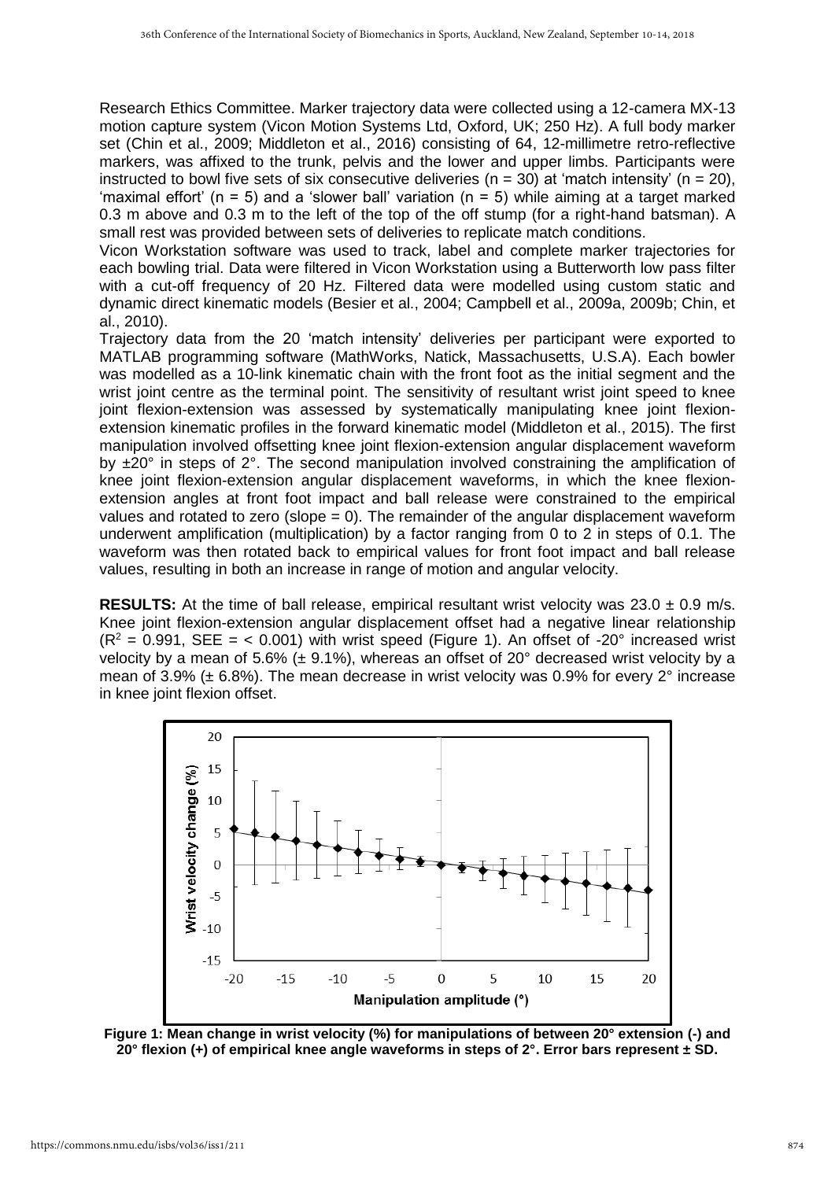Research Ethics Committee. Marker trajectory data were collected using a 12-camera MX-13 motion capture system (Vicon Motion Systems Ltd, Oxford, UK; 250 Hz). A full body marker set (Chin et al., 2009; Middleton et al., 2016) consisting of 64, 12-millimetre retro-reflective markers, was affixed to the trunk, pelvis and the lower and upper limbs. Participants were instructed to bowl five sets of six consecutive deliveries ($n = 30$) at 'match intensity' ($n = 20$), 'maximal effort' ($n = 5$) and a 'slower ball' variation ($n = 5$) while aiming at a target marked 0.3 m above and 0.3 m to the left of the top of the off stump (for a right-hand batsman). A small rest was provided between sets of deliveries to replicate match conditions.

Vicon Workstation software was used to track, label and complete marker trajectories for each bowling trial. Data were filtered in Vicon Workstation using a Butterworth low pass filter with a cut-off frequency of 20 Hz. Filtered data were modelled using custom static and dynamic direct kinematic models (Besier et al., 2004; Campbell et al., 2009a, 2009b; Chin, et al., 2010).

Trajectory data from the 20 'match intensity' deliveries per participant were exported to MATLAB programming software (MathWorks, Natick, Massachusetts, U.S.A). Each bowler was modelled as a 10-link kinematic chain with the front foot as the initial segment and the wrist joint centre as the terminal point. The sensitivity of resultant wrist joint speed to knee joint flexion-extension was assessed by systematically manipulating knee joint flexion-extension kinematic profiles in the forward kinematic model (Middleton et al., 2015). The first manipulation involved offsetting knee joint flexion-extension angular displacement waveform by ±20° in steps of 2°. The second manipulation involved constraining the amplification of knee joint flexion-extension angular displacement waveforms, in which the knee flexion-extension angles at front foot impact and ball release were constrained to the empirical values and rotated to zero (slope = 0). The remainder of the angular displacement waveform underwent amplification (multiplication) by a factor ranging from 0 to 2 in steps of 0.1. The waveform was then rotated back to empirical values for front foot impact and ball release values, resulting in both an increase in range of motion and angular velocity.

**RESULTS:** At the time of ball release, empirical resultant wrist velocity was 23.0 ± 0.9 m/s. Knee joint flexion-extension angular displacement offset had a negative linear relationship ($R^2 = 0.991$, SEE = < 0.001) with wrist speed (Figure 1). An offset of -20° increased wrist velocity by a mean of 5.6% (± 9.1%), whereas an offset of 20° decreased wrist velocity by a mean of 3.9% (± 6.8%). The mean decrease in wrist velocity was 0.9% for every 2° increase in knee joint flexion offset.

**Figure 1: Mean change in wrist velocity (%) for manipulations of between 20° extension (-) and 20° flexion (+) of empirical knee angle waveforms in steps of 2°. Error bars represent ± SD.**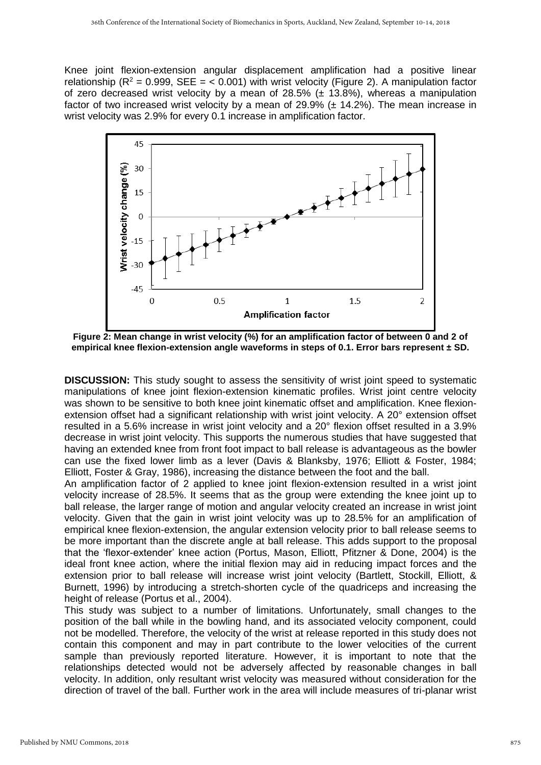Knee joint flexion-extension angular displacement amplification had a positive linear relationship ($R^2$ = 0.999, SEE = < 0.001) with wrist velocity (Figure 2). A manipulation factor of zero decreased wrist velocity by a mean of 28.5% (± 13.8%), whereas a manipulation factor of two increased wrist velocity by a mean of 29.9% (± 14.2%). The mean increase in wrist velocity was 2.9% for every 0.1 increase in amplification factor.

**Figure 2: Mean change in wrist velocity (%) for an amplification factor of between 0 and 2 of empirical knee flexion-extension angle waveforms in steps of 0.1. Error bars represent ± SD.**

**DISCUSSION:** This study sought to assess the sensitivity of wrist joint speed to systematic manipulations of knee joint flexion-extension kinematic profiles. Wrist joint centre velocity was shown to be sensitive to both knee joint kinematic offset and amplification. Knee flexion-extension offset had a significant relationship with wrist joint velocity. A 20° extension offset resulted in a 5.6% increase in wrist joint velocity and a 20° flexion offset resulted in a 3.9% decrease in wrist joint velocity. This supports the numerous studies that have suggested that having an extended knee from front foot impact to ball release is advantageous as the bowler can use the fixed lower limb as a lever (Davis & Blanksby, 1976; Elliott & Foster, 1984; Elliott, Foster & Gray, 1986), increasing the distance between the foot and the ball.

An amplification factor of 2 applied to knee joint flexion-extension resulted in a wrist joint velocity increase of 28.5%. It seems that as the group were extending the knee joint up to ball release, the larger range of motion and angular velocity created an increase in wrist joint velocity. Given that the gain in wrist joint velocity was up to 28.5% for an amplification of empirical knee flexion-extension, the angular extension velocity prior to ball release seems to be more important than the discrete angle at ball release. This adds support to the proposal that the 'flexor-extender' knee action (Portus, Mason, Elliott, Pfitzner & Done, 2004) is the ideal front knee action, where the initial flexion may aid in reducing impact forces and the extension prior to ball release will increase wrist joint velocity (Bartlett, Stockill, Elliott, & Burnett, 1996) by introducing a stretch-shorten cycle of the quadriceps and increasing the height of release (Portus et al., 2004).

This study was subject to a number of limitations. Unfortunately, small changes to the position of the ball while in the bowling hand, and its associated velocity component, could not be modelled. Therefore, the velocity of the wrist at release reported in this study does not contain this component and may in part contribute to the lower velocities of the current sample than previously reported literature. However, it is important to note that the relationships detected would not be adversely affected by reasonable changes in ball velocity. In addition, only resultant wrist velocity was measured without consideration for the direction of travel of the ball. Further work in the area will include measures of tri-planar wrist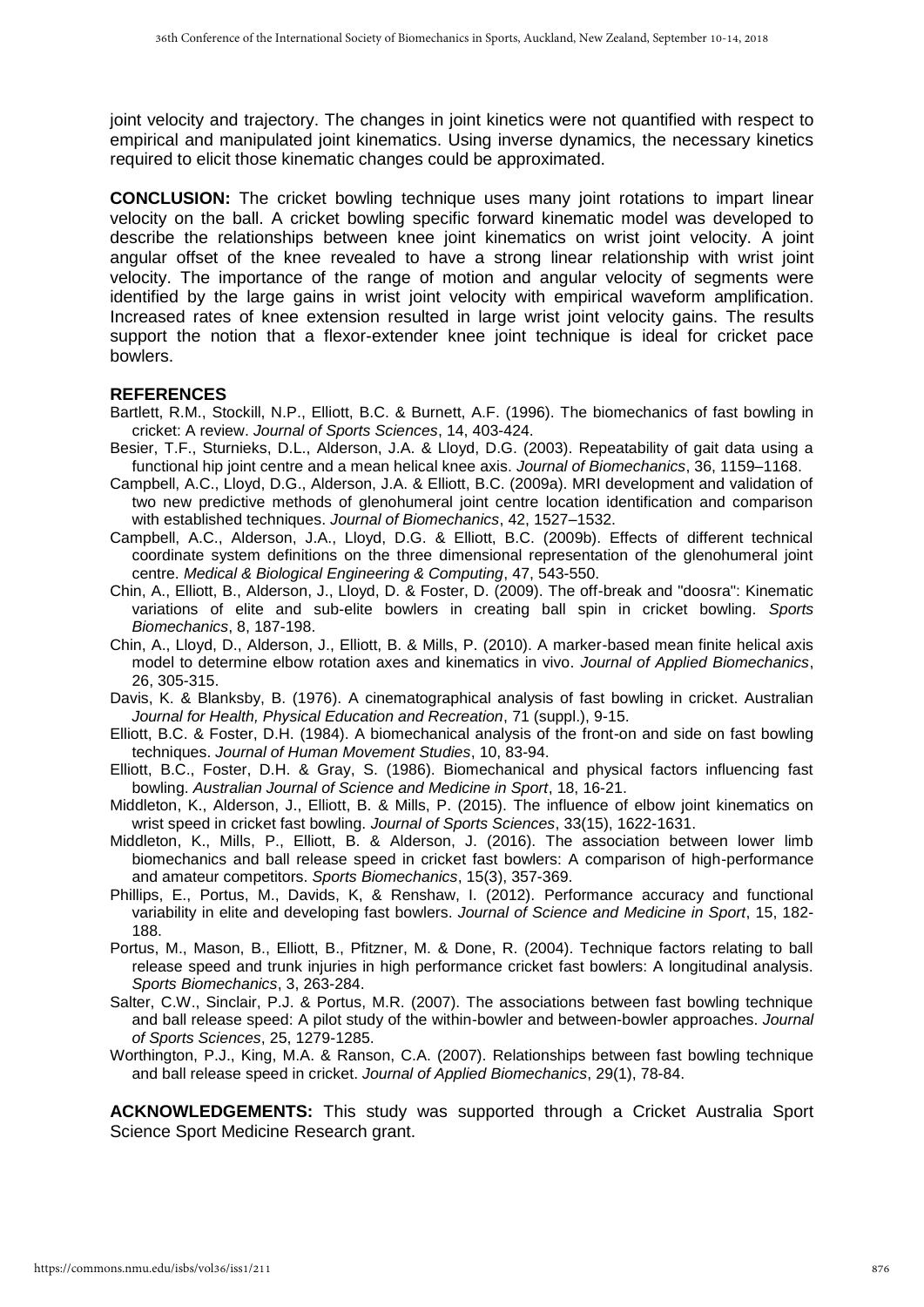joint velocity and trajectory. The changes in joint kinetics were not quantified with respect to empirical and manipulated joint kinematics. Using inverse dynamics, the necessary kinetics required to elicit those kinematic changes could be approximated.

**CONCLUSION:** The cricket bowling technique uses many joint rotations to impart linear velocity on the ball. A cricket bowling specific forward kinematic model was developed to describe the relationships between knee joint kinematics on wrist joint velocity. A joint angular offset of the knee revealed to have a strong linear relationship with wrist joint velocity. The importance of the range of motion and angular velocity of segments were identified by the large gains in wrist joint velocity with empirical waveform amplification. Increased rates of knee extension resulted in large wrist joint velocity gains. The results support the notion that a flexor-extender knee joint technique is ideal for cricket pace bowlers.

## REFERENCES

Bartlett, R.M., Stockill, N.P., Elliott, B.C. & Burnett, A.F. (1996). The biomechanics of fast bowling in cricket: A review. *Journal of Sports Sciences*, 14, 403-424.

Besier, T.F., Sturnieks, D.L., Alderson, J.A. & Lloyd, D.G. (2003). Repeatability of gait data using a functional hip joint centre and a mean helical knee axis. *Journal of Biomechanics*, 36, 1159–1168.

Campbell, A.C., Lloyd, D.G., Alderson, J.A. & Elliott, B.C. (2009a). MRI development and validation of two new predictive methods of glenohumeral joint centre location identification and comparison with established techniques. *Journal of Biomechanics*, 42, 1527–1532.

Campbell, A.C., Alderson, J.A., Lloyd, D.G. & Elliott, B.C. (2009b). Effects of different technical coordinate system definitions on the three dimensional representation of the glenohumeral joint centre. *Medical & Biological Engineering & Computing*, 47, 543-550.

Chin, A., Elliott, B., Alderson, J., Lloyd, D. & Foster, D. (2009). The off-break and "doosra": Kinematic variations of elite and sub-elite bowlers in creating ball spin in cricket bowling. *Sports Biomechanics*, 8, 187-198.

Chin, A., Lloyd, D., Alderson, J., Elliott, B. & Mills, P. (2010). A marker-based mean finite helical axis model to determine elbow rotation axes and kinematics in vivo. *Journal of Applied Biomechanics*, 26, 305-315.

Davis, K. & Blanksby, B. (1976). A cinematographical analysis of fast bowling in cricket. Australian *Journal for Health, Physical Education and Recreation*, 71 (suppl.), 9-15.

Elliott, B.C. & Foster, D.H. (1984). A biomechanical analysis of the front-on and side on fast bowling techniques. *Journal of Human Movement Studies*, 10, 83-94.

Elliott, B.C., Foster, D.H. & Gray, S. (1986). Biomechanical and physical factors influencing fast bowling. *Australian Journal of Science and Medicine in Sport*, 18, 16-21.

Middleton, K., Alderson, J., Elliott, B. & Mills, P. (2015). The influence of elbow joint kinematics on wrist speed in cricket fast bowling. *Journal of Sports Sciences*, 33(15), 1622-1631.

Middleton, K., Mills, P., Elliott, B. & Alderson, J. (2016). The association between lower limb biomechanics and ball release speed in cricket fast bowlers: A comparison of high-performance and amateur competitors. *Sports Biomechanics*, 15(3), 357-369.

Phillips, E., Portus, M., Davids, K, & Renshaw, I. (2012). Performance accuracy and functional variability in elite and developing fast bowlers. *Journal of Science and Medicine in Sport*, 15, 182-188.

Portus, M., Mason, B., Elliott, B., Pfitzner, M. & Done, R. (2004). Technique factors relating to ball release speed and trunk injuries in high performance cricket fast bowlers: A longitudinal analysis. *Sports Biomechanics*, 3, 263-284.

Salter, C.W., Sinclair, P.J. & Portus, M.R. (2007). The associations between fast bowling technique and ball release speed: A pilot study of the within-bowler and between-bowler approaches. *Journal of Sports Sciences*, 25, 1279-1285.

Worthington, P.J., King, M.A. & Ranson, C.A. (2007). Relationships between fast bowling technique and ball release speed in cricket. *Journal of Applied Biomechanics*, 29(1), 78-84.

**ACKNOWLEDGEMENTS:** This study was supported through a Cricket Australia Sport Science Sport Medicine Research grant.